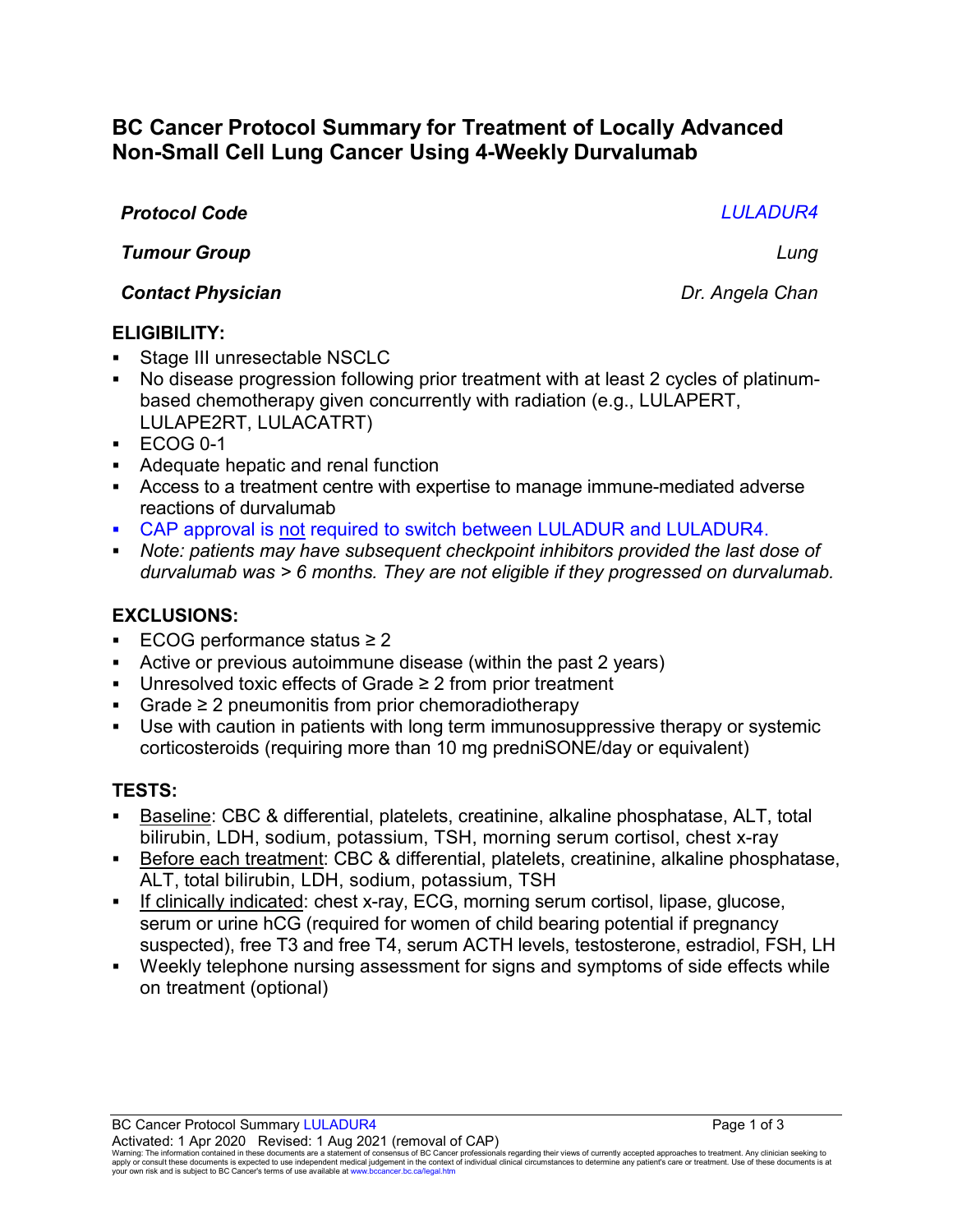# BC Cancer Protocol Summary for Treatment of Locally Advanced Non-Small Cell Lung Cancer Using 4-Weekly Durvalumab

***Protocol Code*** *LULADUR4*

***Tumour Group*** *Lung*

***Contact Physician*** *Dr. Angela Chan*

## ELIGIBILITY:

- Stage III unresectable NSCLC
- No disease progression following prior treatment with at least 2 cycles of platinum-based chemotherapy given concurrently with radiation (e.g., LULAPERT, LULAPE2RT, LULACATRT)
- ECOG 0-1
- Adequate hepatic and renal function
- Access to a treatment centre with expertise to manage immune-mediated adverse reactions of durvalumab
- CAP approval is not required to switch between LULADUR and LULADUR4.
- *Note: patients may have subsequent checkpoint inhibitors provided the last dose of durvalumab was > 6 months. They are not eligible if they progressed on durvalumab.*

## EXCLUSIONS:

- ECOG performance status ≥ 2
- Active or previous autoimmune disease (within the past 2 years)
- Unresolved toxic effects of Grade ≥ 2 from prior treatment
- Grade ≥ 2 pneumonitis from prior chemoradiotherapy
- Use with caution in patients with long term immunosuppressive therapy or systemic corticosteroids (requiring more than 10 mg predniSONE/day or equivalent)

## TESTS:

- Baseline: CBC & differential, platelets, creatinine, alkaline phosphatase, ALT, total bilirubin, LDH, sodium, potassium, TSH, morning serum cortisol, chest x-ray
- Before each treatment: CBC & differential, platelets, creatinine, alkaline phosphatase, ALT, total bilirubin, LDH, sodium, potassium, TSH
- If clinically indicated: chest x-ray, ECG, morning serum cortisol, lipase, glucose, serum or urine hCG (required for women of child bearing potential if pregnancy suspected), free T3 and free T4, serum ACTH levels, testosterone, estradiol, FSH, LH
- Weekly telephone nursing assessment for signs and symptoms of side effects while on treatment (optional)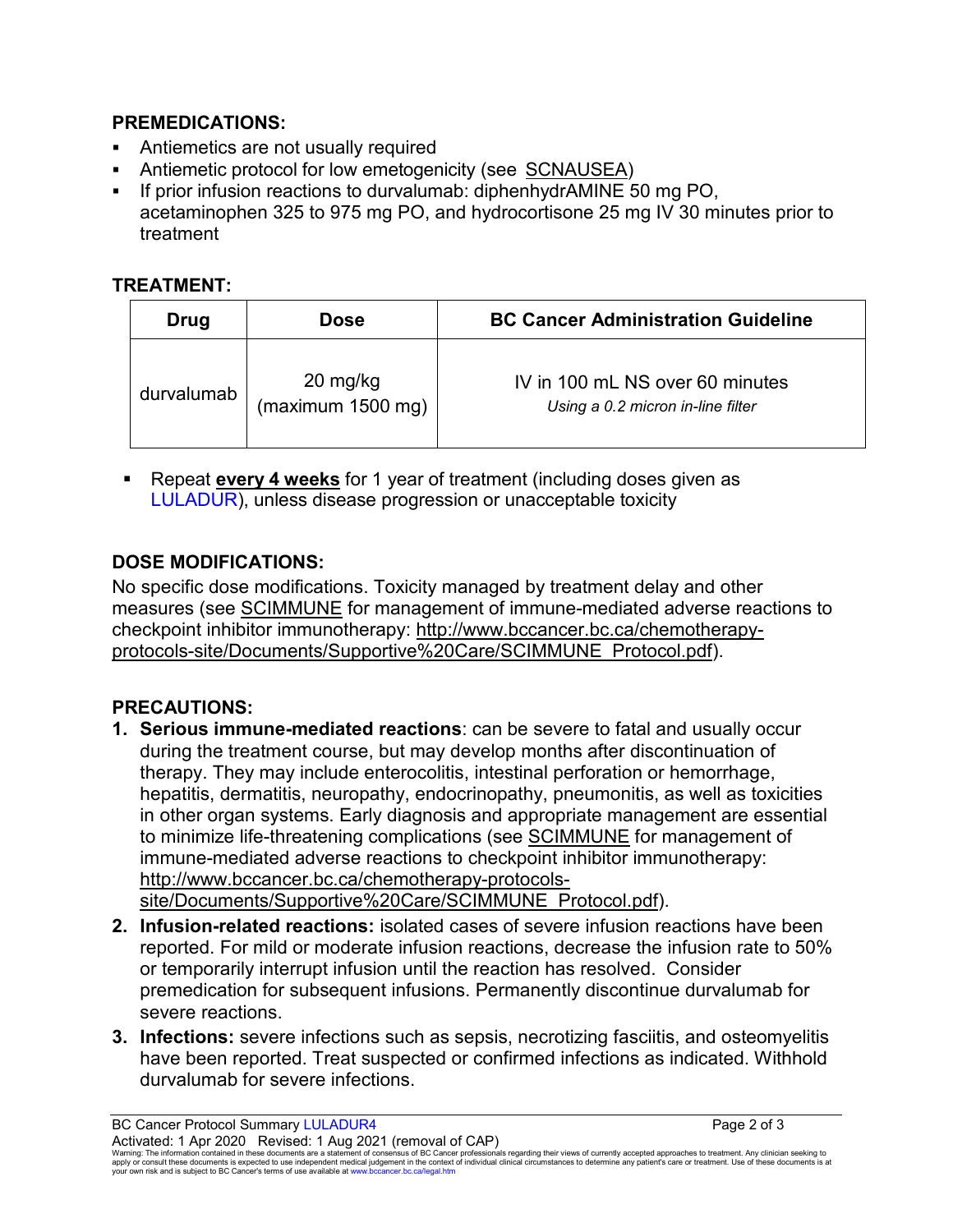## PREMEDICATIONS:

- Antiemetics are not usually required
- Antiemetic protocol for low emetogenicity (see SCNAUSEA)
- If prior infusion reactions to durvalumab: diphenhydrAMINE 50 mg PO, acetaminophen 325 to 975 mg PO, and hydrocortisone 25 mg IV 30 minutes prior to treatment

## TREATMENT:

| Drug | Dose | BC Cancer Administration Guideline |
|---|---|---|
| durvalumab | 20 mg/kg (maximum 1500 mg) | IV in 100 mL NS over 60 minutes *Using a 0.2 micron in-line filter* |

- Repeat **every 4 weeks** for 1 year of treatment (including doses given as LULADUR), unless disease progression or unacceptable toxicity

## DOSE MODIFICATIONS:

No specific dose modifications. Toxicity managed by treatment delay and other measures (see SCIMMUNE for management of immune-mediated adverse reactions to checkpoint inhibitor immunotherapy: http://www.bccancer.bc.ca/chemotherapy-protocols-site/Documents/Supportive%20Care/SCIMMUNE_Protocol.pdf).

## PRECAUTIONS:

1. **Serious immune-mediated reactions**: can be severe to fatal and usually occur during the treatment course, but may develop months after discontinuation of therapy. They may include enterocolitis, intestinal perforation or hemorrhage, hepatitis, dermatitis, neuropathy, endocrinopathy, pneumonitis, as well as toxicities in other organ systems. Early diagnosis and appropriate management are essential to minimize life-threatening complications (see SCIMMUNE for management of immune-mediated adverse reactions to checkpoint inhibitor immunotherapy: http://www.bccancer.bc.ca/chemotherapy-protocols-site/Documents/Supportive%20Care/SCIMMUNE_Protocol.pdf).
2. **Infusion-related reactions:** isolated cases of severe infusion reactions have been reported. For mild or moderate infusion reactions, decrease the infusion rate to 50% or temporarily interrupt infusion until the reaction has resolved. Consider premedication for subsequent infusions. Permanently discontinue durvalumab for severe reactions.
3. **Infections:** severe infections such as sepsis, necrotizing fasciitis, and osteomyelitis have been reported. Treat suspected or confirmed infections as indicated. Withhold durvalumab for severe infections.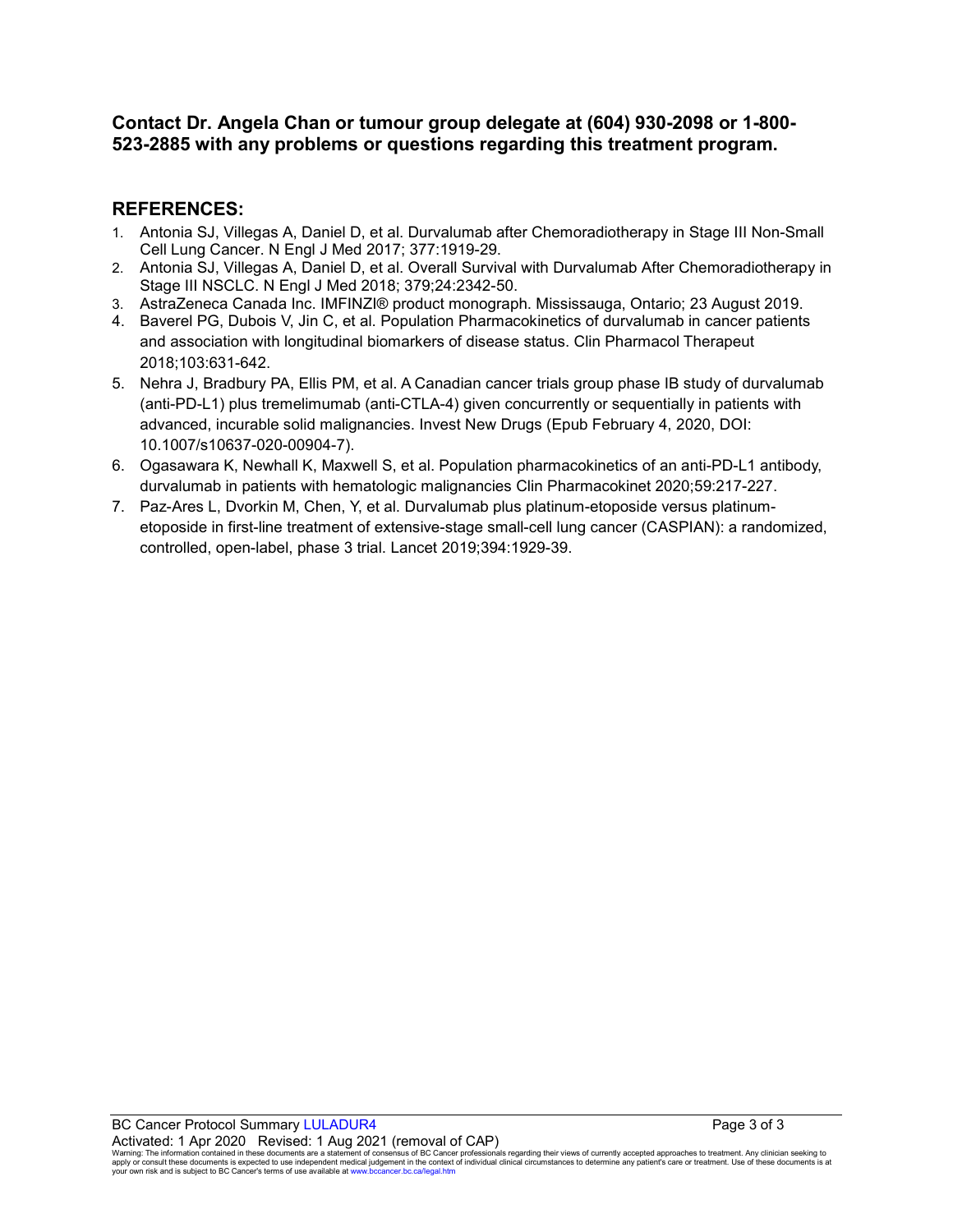**Contact Dr. Angela Chan or tumour group delegate at (604) 930-2098 or 1-800-523-2885 with any problems or questions regarding this treatment program.**

## REFERENCES:

1. Antonia SJ, Villegas A, Daniel D, et al. Durvalumab after Chemoradiotherapy in Stage III Non-Small Cell Lung Cancer. N Engl J Med 2017; 377:1919-29.
2. Antonia SJ, Villegas A, Daniel D, et al. Overall Survival with Durvalumab After Chemoradiotherapy in Stage III NSCLC. N Engl J Med 2018; 379;24:2342-50.
3. AstraZeneca Canada Inc. IMFINZI® product monograph. Mississauga, Ontario; 23 August 2019.
4. Baverel PG, Dubois V, Jin C, et al. Population Pharmacokinetics of durvalumab in cancer patients and association with longitudinal biomarkers of disease status. Clin Pharmacol Therapeut 2018;103:631-642.
5. Nehra J, Bradbury PA, Ellis PM, et al. A Canadian cancer trials group phase IB study of durvalumab (anti-PD-L1) plus tremelimumab (anti-CTLA-4) given concurrently or sequentially in patients with advanced, incurable solid malignancies. Invest New Drugs (Epub February 4, 2020, DOI: 10.1007/s10637-020-00904-7).
6. Ogasawara K, Newhall K, Maxwell S, et al. Population pharmacokinetics of an anti-PD-L1 antibody, durvalumab in patients with hematologic malignancies Clin Pharmacokinet 2020;59:217-227.
7. Paz-Ares L, Dvorkin M, Chen, Y, et al. Durvalumab plus platinum-etoposide versus platinum-etoposide in first-line treatment of extensive-stage small-cell lung cancer (CASPIAN): a randomized, controlled, open-label, phase 3 trial. Lancet 2019;394:1929-39.